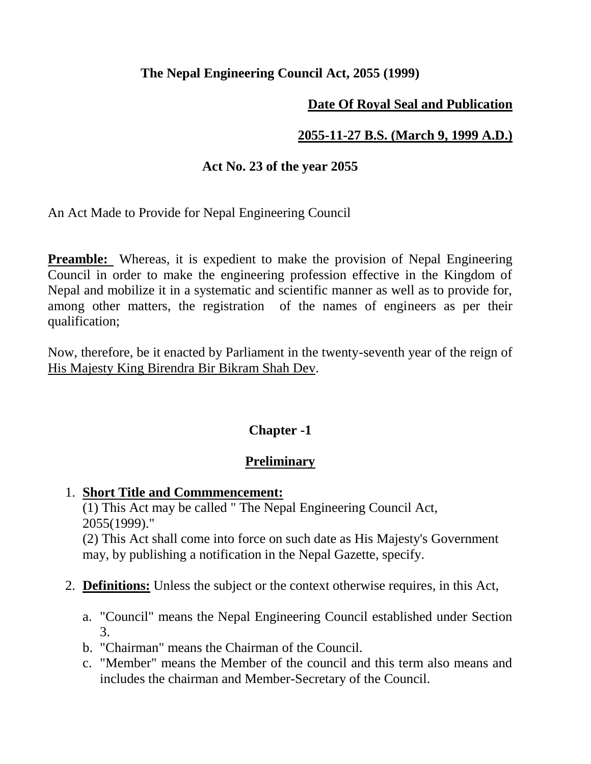# The Nepal Engineering Council Act, 2055 (1999)

**<u>Date Of Royal Seal and Publication</u>**

**<u>2055-11-27 B.S. (March 9, 1999 A.D.)</u>**

**Act No. 23 of the year 2055**

An Act Made to Provide for Nepal Engineering Council

**<u>Preamble:</u>** Whereas, it is expedient to make the provision of Nepal Engineering Council in order to make the engineering profession effective in the Kingdom of Nepal and mobilize it in a systematic and scientific manner as well as to provide for, among other matters, the registration of the names of engineers as per their qualification;

Now, therefore, be it enacted by Parliament in the twenty-seventh year of the reign of <u>His Majesty King Birendra Bir Bikram Shah Dev</u>.

## Chapter -1

## <u>Preliminary</u>

1. **<u>Short Title and Commmencement:</u>**
   (1) This Act may be called " The Nepal Engineering Council Act, 2055(1999)."
   (2) This Act shall come into force on such date as His Majesty's Government may, by publishing a notification in the Nepal Gazette, specify.

2. **<u>Definitions:</u>** Unless the subject or the context otherwise requires, in this Act,

   a. "Council" means the Nepal Engineering Council established under Section 3.
   b. "Chairman" means the Chairman of the Council.
   c. "Member" means the Member of the council and this term also means and includes the chairman and Member-Secretary of the Council.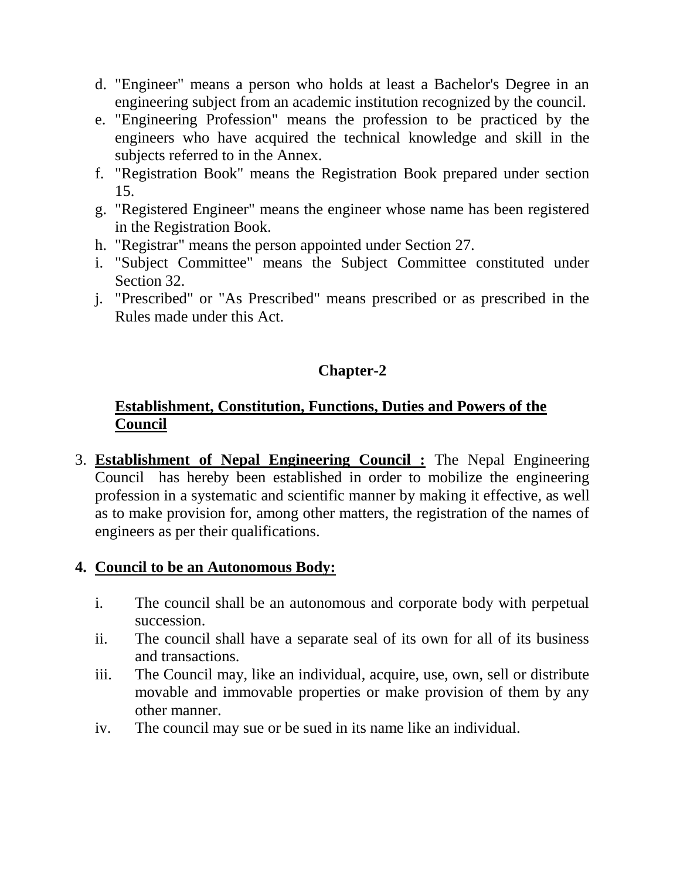d. "Engineer" means a person who holds at least a Bachelor's Degree in an engineering subject from an academic institution recognized by the council.
e. "Engineering Profession" means the profession to be practiced by the engineers who have acquired the technical knowledge and skill in the subjects referred to in the Annex.
f. "Registration Book" means the Registration Book prepared under section 15.
g. "Registered Engineer" means the engineer whose name has been registered in the Registration Book.
h. "Registrar" means the person appointed under Section 27.
i. "Subject Committee" means the Subject Committee constituted under Section 32.
j. "Prescribed" or "As Prescribed" means prescribed or as prescribed in the Rules made under this Act.

## Chapter-2

### <u>Establishment, Constitution, Functions, Duties and Powers of the Council</u>

3. **<u>Establishment of Nepal Engineering Council :</u>** The Nepal Engineering Council has hereby been established in order to mobilize the engineering profession in a systematic and scientific manner by making it effective, as well as to make provision for, among other matters, the registration of the names of engineers as per their qualifications.

4. **<u>Council to be an Autonomous Body:</u>**

   i. The council shall be an autonomous and corporate body with perpetual succession.
   ii. The council shall have a separate seal of its own for all of its business and transactions.
   iii. The Council may, like an individual, acquire, use, own, sell or distribute movable and immovable properties or make provision of them by any other manner.
   iv. The council may sue or be sued in its name like an individual.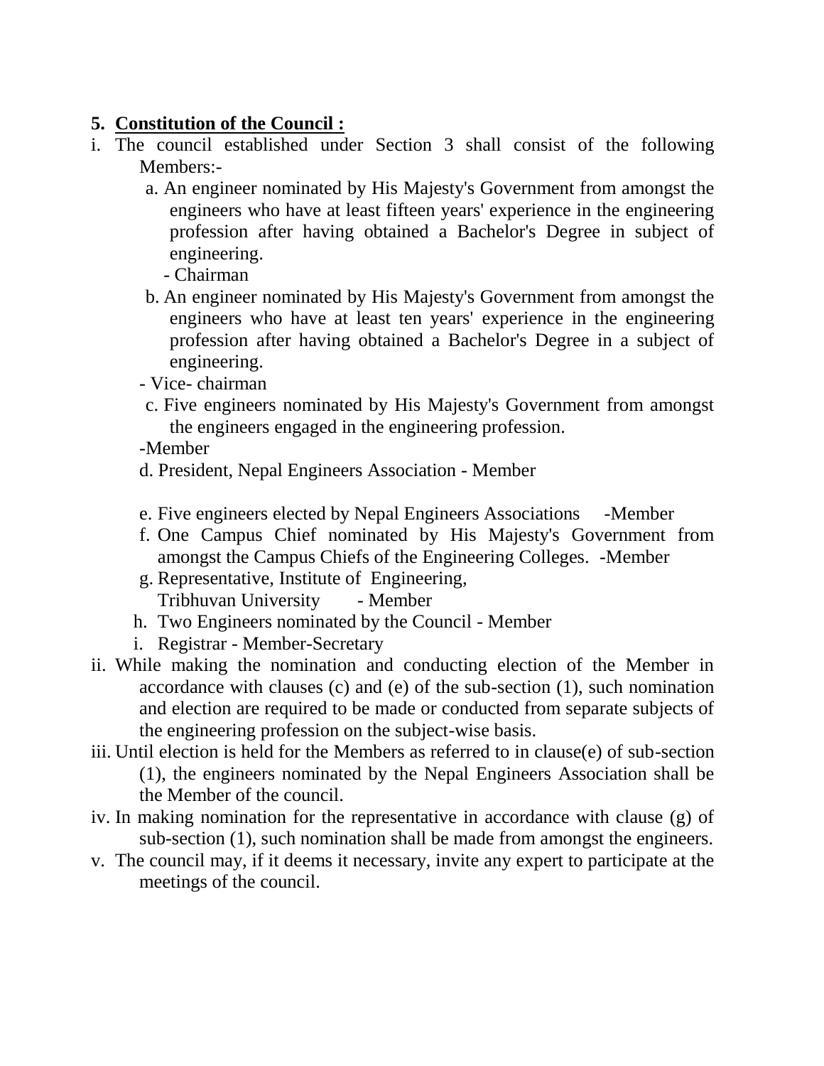## 5. Constitution of the Council :

i. The council established under Section 3 shall consist of the following Members:-

   a. An engineer nominated by His Majesty's Government from amongst the engineers who have at least fifteen years' experience in the engineering profession after having obtained a Bachelor's Degree in subject of engineering.
   - Chairman

   b. An engineer nominated by His Majesty's Government from amongst the engineers who have at least ten years' experience in the engineering profession after having obtained a Bachelor's Degree in a subject of engineering.
   - Vice- chairman

   c. Five engineers nominated by His Majesty's Government from amongst the engineers engaged in the engineering profession.
   -Member

   d. President, Nepal Engineers Association - Member

   e. Five engineers elected by Nepal Engineers Associations -Member

   f. One Campus Chief nominated by His Majesty's Government from amongst the Campus Chiefs of the Engineering Colleges. -Member

   g. Representative, Institute of Engineering, Tribhuvan University - Member

   h. Two Engineers nominated by the Council - Member

   i. Registrar - Member-Secretary

ii. While making the nomination and conducting election of the Member in accordance with clauses (c) and (e) of the sub-section (1), such nomination and election are required to be made or conducted from separate subjects of the engineering profession on the subject-wise basis.

iii. Until election is held for the Members as referred to in clause(e) of sub-section (1), the engineers nominated by the Nepal Engineers Association shall be the Member of the council.

iv. In making nomination for the representative in accordance with clause (g) of sub-section (1), such nomination shall be made from amongst the engineers.

v. The council may, if it deems it necessary, invite any expert to participate at the meetings of the council.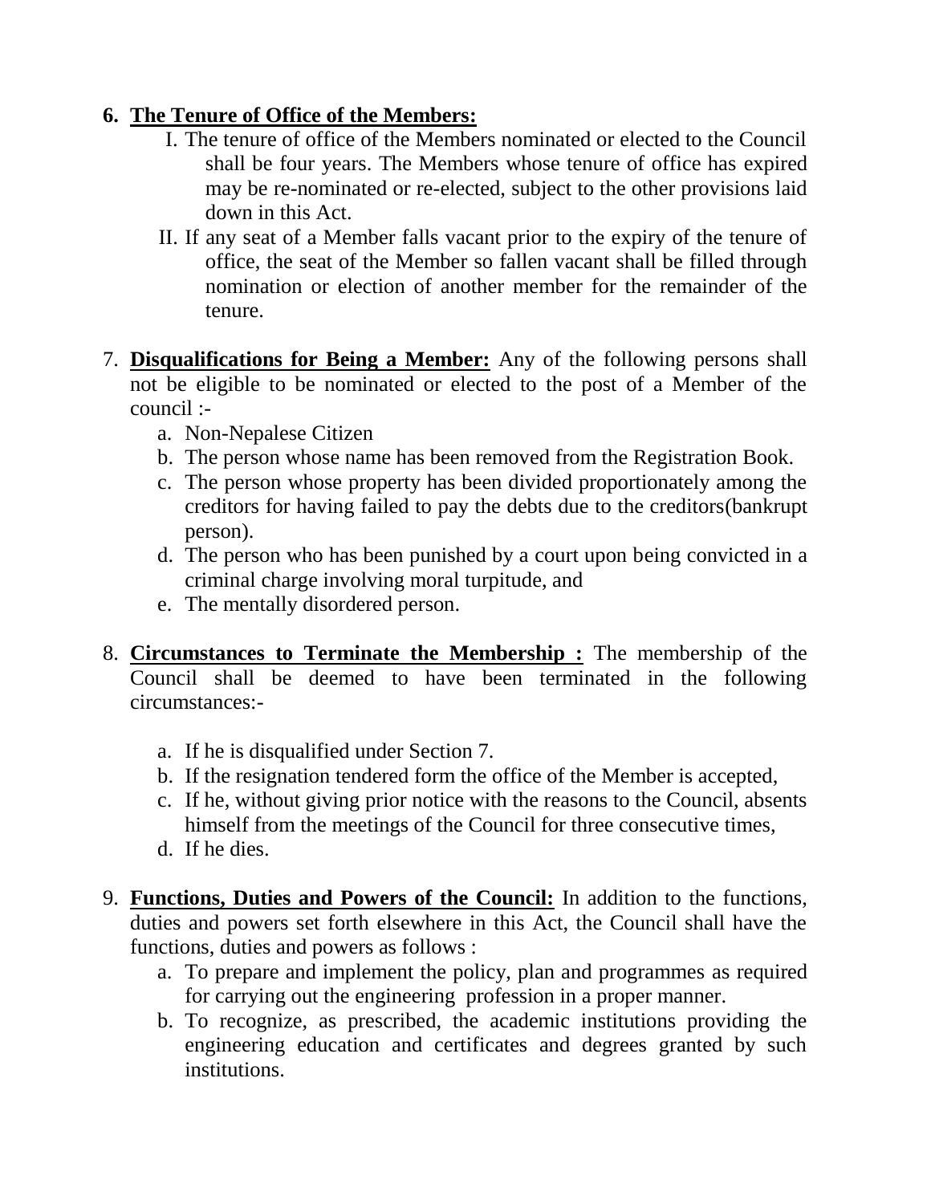6. **The Tenure of Office of the Members:**

   I. The tenure of office of the Members nominated or elected to the Council shall be four years. The Members whose tenure of office has expired may be re-nominated or re-elected, subject to the other provisions laid down in this Act.

   II. If any seat of a Member falls vacant prior to the expiry of the tenure of office, the seat of the Member so fallen vacant shall be filled through nomination or election of another member for the remainder of the tenure.

7. **Disqualifications for Being a Member:** Any of the following persons shall not be eligible to be nominated or elected to the post of a Member of the council :-
   a. Non-Nepalese Citizen
   b. The person whose name has been removed from the Registration Book.
   c. The person whose property has been divided proportionately among the creditors for having failed to pay the debts due to the creditors(bankrupt person).
   d. The person who has been punished by a court upon being convicted in a criminal charge involving moral turpitude, and
   e. The mentally disordered person.

8. **Circumstances to Terminate the Membership :** The membership of the Council shall be deemed to have been terminated in the following circumstances:-
   a. If he is disqualified under Section 7.
   b. If the resignation tendered form the office of the Member is accepted,
   c. If he, without giving prior notice with the reasons to the Council, absents himself from the meetings of the Council for three consecutive times,
   d. If he dies.

9. **Functions, Duties and Powers of the Council:** In addition to the functions, duties and powers set forth elsewhere in this Act, the Council shall have the functions, duties and powers as follows :
   a. To prepare and implement the policy, plan and programmes as required for carrying out the engineering profession in a proper manner.
   b. To recognize, as prescribed, the academic institutions providing the engineering education and certificates and degrees granted by such institutions.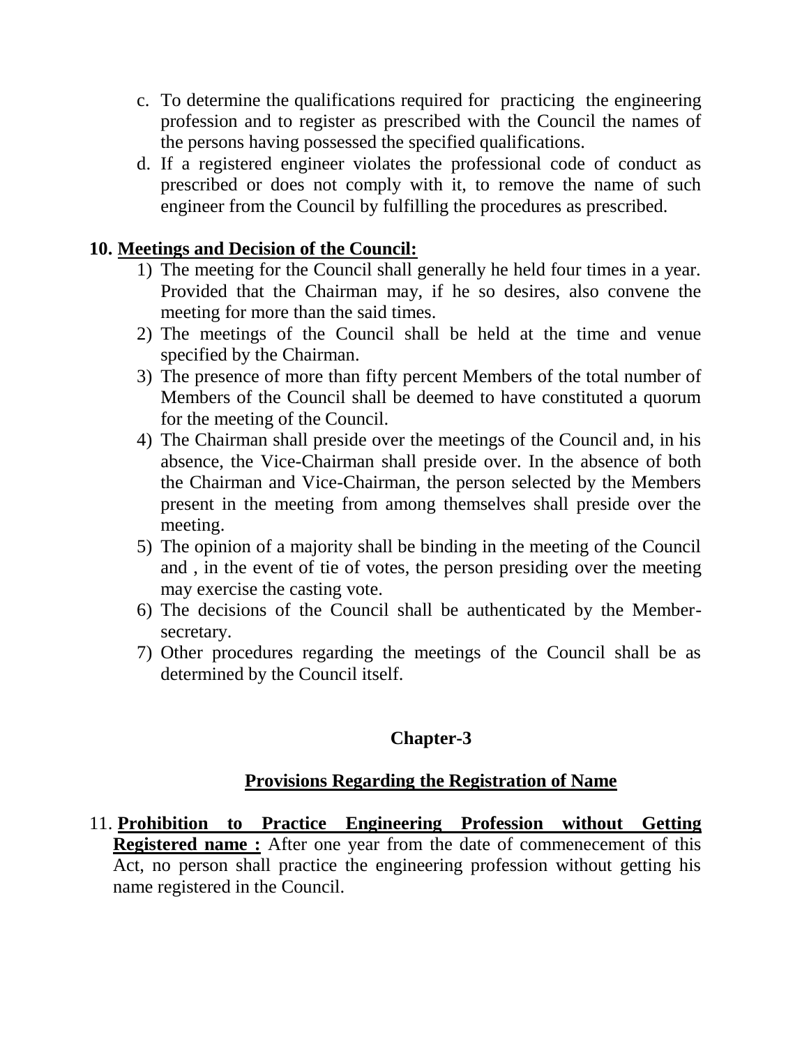c. To determine the qualifications required for practicing the engineering profession and to register as prescribed with the Council the names of the persons having possessed the specified qualifications.

d. If a registered engineer violates the professional code of conduct as prescribed or does not comply with it, to remove the name of such engineer from the Council by fulfilling the procedures as prescribed.

**10. <u>Meetings and Decision of the Council:</u>**

1) The meeting for the Council shall generally he held four times in a year. Provided that the Chairman may, if he so desires, also convene the meeting for more than the said times.
2) The meetings of the Council shall be held at the time and venue specified by the Chairman.
3) The presence of more than fifty percent Members of the total number of Members of the Council shall be deemed to have constituted a quorum for the meeting of the Council.
4) The Chairman shall preside over the meetings of the Council and, in his absence, the Vice-Chairman shall preside over. In the absence of both the Chairman and Vice-Chairman, the person selected by the Members present in the meeting from among themselves shall preside over the meeting.
5) The opinion of a majority shall be binding in the meeting of the Council and , in the event of tie of votes, the person presiding over the meeting may exercise the casting vote.
6) The decisions of the Council shall be authenticated by the Member-secretary.
7) Other procedures regarding the meetings of the Council shall be as determined by the Council itself.

## Chapter-3

### Provisions Regarding the Registration of Name

11. **<u>Prohibition to Practice Engineering Profession without Getting Registered name :</u>** After one year from the date of commenecement of this Act, no person shall practice the engineering profession without getting his name registered in the Council.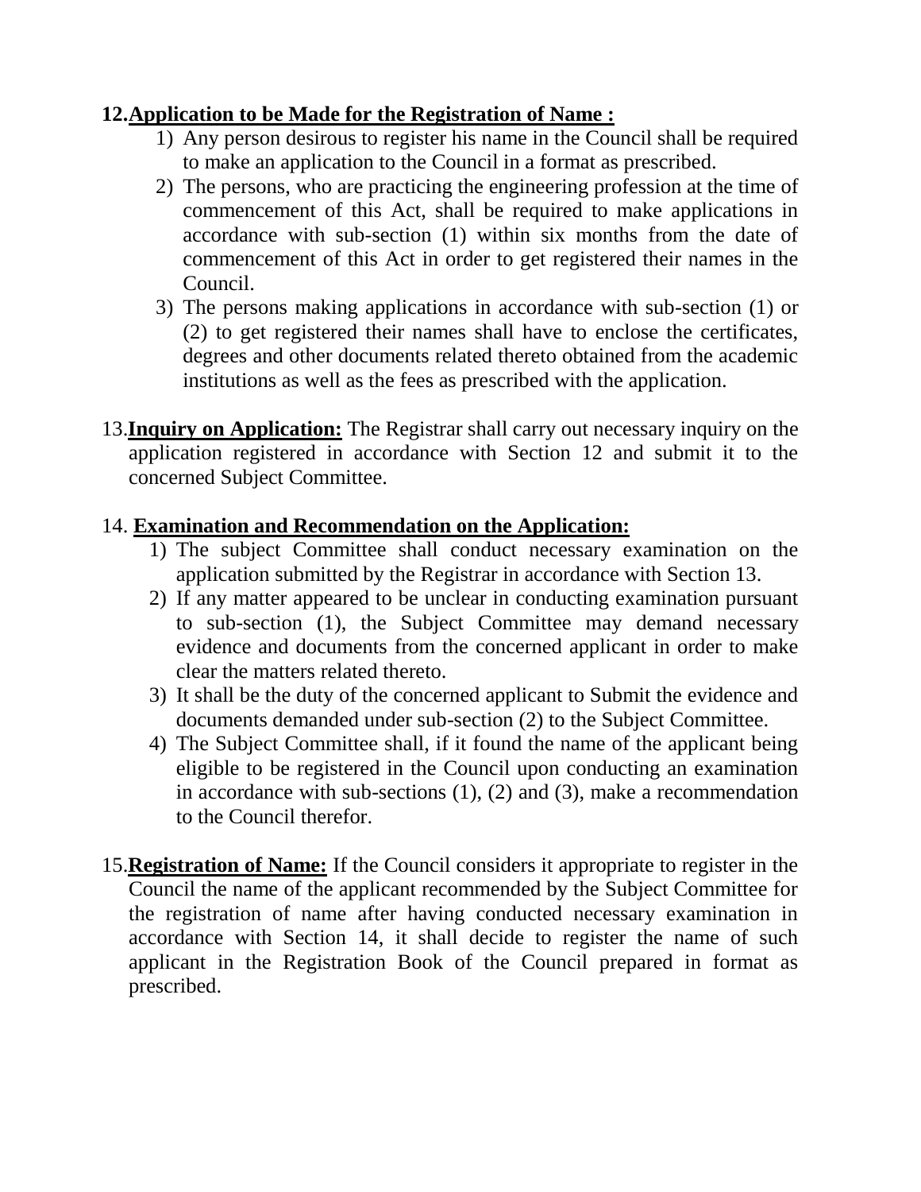**12. Application to be Made for the Registration of Name :**

1) Any person desirous to register his name in the Council shall be required to make an application to the Council in a format as prescribed.
2) The persons, who are practicing the engineering profession at the time of commencement of this Act, shall be required to make applications in accordance with sub-section (1) within six months from the date of commencement of this Act in order to get registered their names in the Council.
3) The persons making applications in accordance with sub-section (1) or (2) to get registered their names shall have to enclose the certificates, degrees and other documents related thereto obtained from the academic institutions as well as the fees as prescribed with the application.

13. **Inquiry on Application:** The Registrar shall carry out necessary inquiry on the application registered in accordance with Section 12 and submit it to the concerned Subject Committee.

14. **Examination and Recommendation on the Application:**

1) The subject Committee shall conduct necessary examination on the application submitted by the Registrar in accordance with Section 13.
2) If any matter appeared to be unclear in conducting examination pursuant to sub-section (1), the Subject Committee may demand necessary evidence and documents from the concerned applicant in order to make clear the matters related thereto.
3) It shall be the duty of the concerned applicant to Submit the evidence and documents demanded under sub-section (2) to the Subject Committee.
4) The Subject Committee shall, if it found the name of the applicant being eligible to be registered in the Council upon conducting an examination in accordance with sub-sections (1), (2) and (3), make a recommendation to the Council therefor.

15. **Registration of Name:** If the Council considers it appropriate to register in the Council the name of the applicant recommended by the Subject Committee for the registration of name after having conducted necessary examination in accordance with Section 14, it shall decide to register the name of such applicant in the Registration Book of the Council prepared in format as prescribed.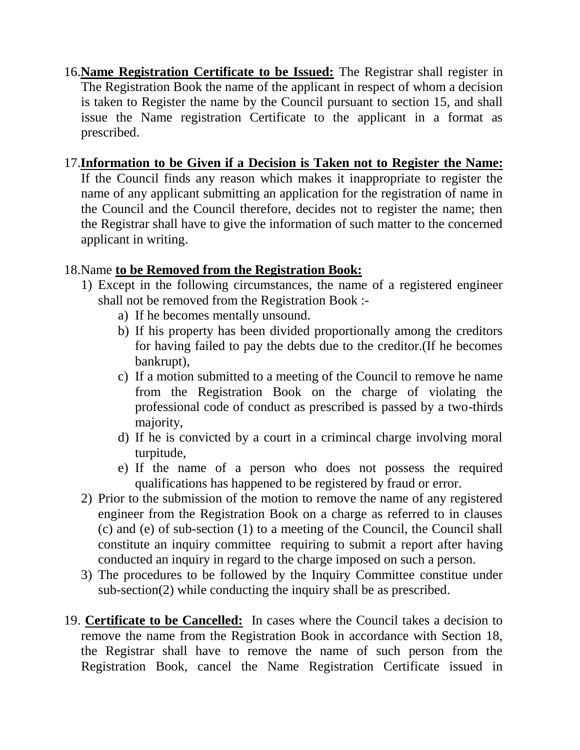16.**Name Registration Certificate to be Issued:** The Registrar shall register in The Registration Book the name of the applicant in respect of whom a decision is taken to Register the name by the Council pursuant to section 15, and shall issue the Name registration Certificate to the applicant in a format as prescribed.

17.**Information to be Given if a Decision is Taken not to Register the Name:** If the Council finds any reason which makes it inappropriate to register the name of any applicant submitting an application for the registration of name in the Council and the Council therefore, decides not to register the name; then the Registrar shall have to give the information of such matter to the concerned applicant in writing.

18.Name **to be Removed from the Registration Book:**

1) Except in the following circumstances, the name of a registered engineer shall not be removed from the Registration Book :-
   a) If he becomes mentally unsound.
   b) If his property has been divided proportionally among the creditors for having failed to pay the debts due to the creditor.(If he becomes bankrupt),
   c) If a motion submitted to a meeting of the Council to remove he name from the Registration Book on the charge of violating the professional code of conduct as prescribed is passed by a two-thirds majority,
   d) If he is convicted by a court in a crimincal charge involving moral turpitude,
   e) If the name of a person who does not possess the required qualifications has happened to be registered by fraud or error.
2) Prior to the submission of the motion to remove the name of any registered engineer from the Registration Book on a charge as referred to in clauses (c) and (e) of sub-section (1) to a meeting of the Council, the Council shall constitute an inquiry committee requiring to submit a report after having conducted an inquiry in regard to the charge imposed on such a person.
3) The procedures to be followed by the Inquiry Committee constitue under sub-section(2) while conducting the inquiry shall be as prescribed.

19. **Certificate to be Cancelled:** In cases where the Council takes a decision to remove the name from the Registration Book in accordance with Section 18, the Registrar shall have to remove the name of such person from the Registration Book, cancel the Name Registration Certificate issued in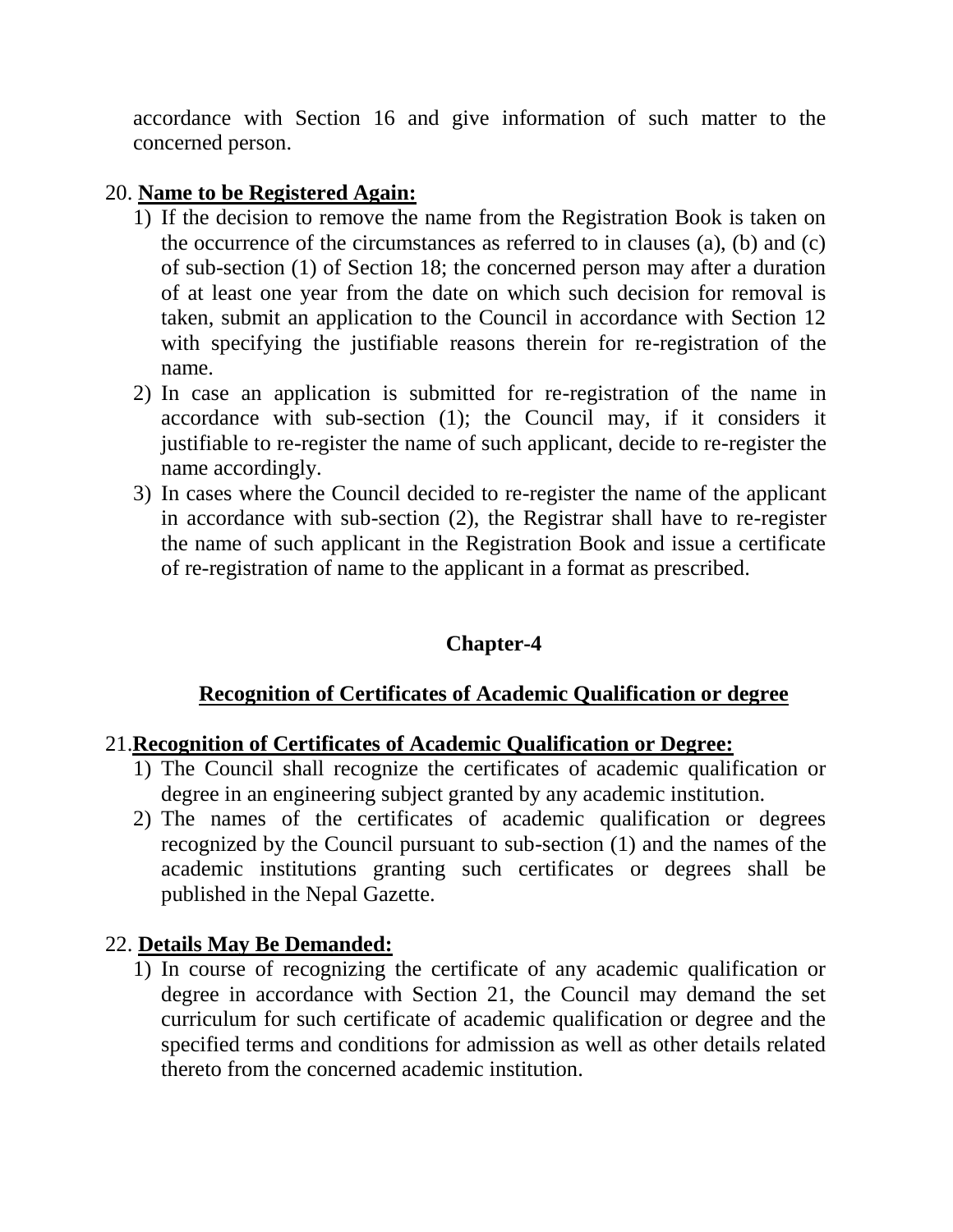accordance with Section 16 and give information of such matter to the concerned person.

20. **Name to be Registered Again:**

1) If the decision to remove the name from the Registration Book is taken on the occurrence of the circumstances as referred to in clauses (a), (b) and (c) of sub-section (1) of Section 18; the concerned person may after a duration of at least one year from the date on which such decision for removal is taken, submit an application to the Council in accordance with Section 12 with specifying the justifiable reasons therein for re-registration of the name.
2) In case an application is submitted for re-registration of the name in accordance with sub-section (1); the Council may, if it considers it justifiable to re-register the name of such applicant, decide to re-register the name accordingly.
3) In cases where the Council decided to re-register the name of the applicant in accordance with sub-section (2), the Registrar shall have to re-register the name of such applicant in the Registration Book and issue a certificate of re-registration of name to the applicant in a format as prescribed.

## Chapter-4

## Recognition of Certificates of Academic Qualification or degree

21. **Recognition of Certificates of Academic Qualification or Degree:**

1) The Council shall recognize the certificates of academic qualification or degree in an engineering subject granted by any academic institution.
2) The names of the certificates of academic qualification or degrees recognized by the Council pursuant to sub-section (1) and the names of the academic institutions granting such certificates or degrees shall be published in the Nepal Gazette.

22. **Details May Be Demanded:**

1) In course of recognizing the certificate of any academic qualification or degree in accordance with Section 21, the Council may demand the set curriculum for such certificate of academic qualification or degree and the specified terms and conditions for admission as well as other details related thereto from the concerned academic institution.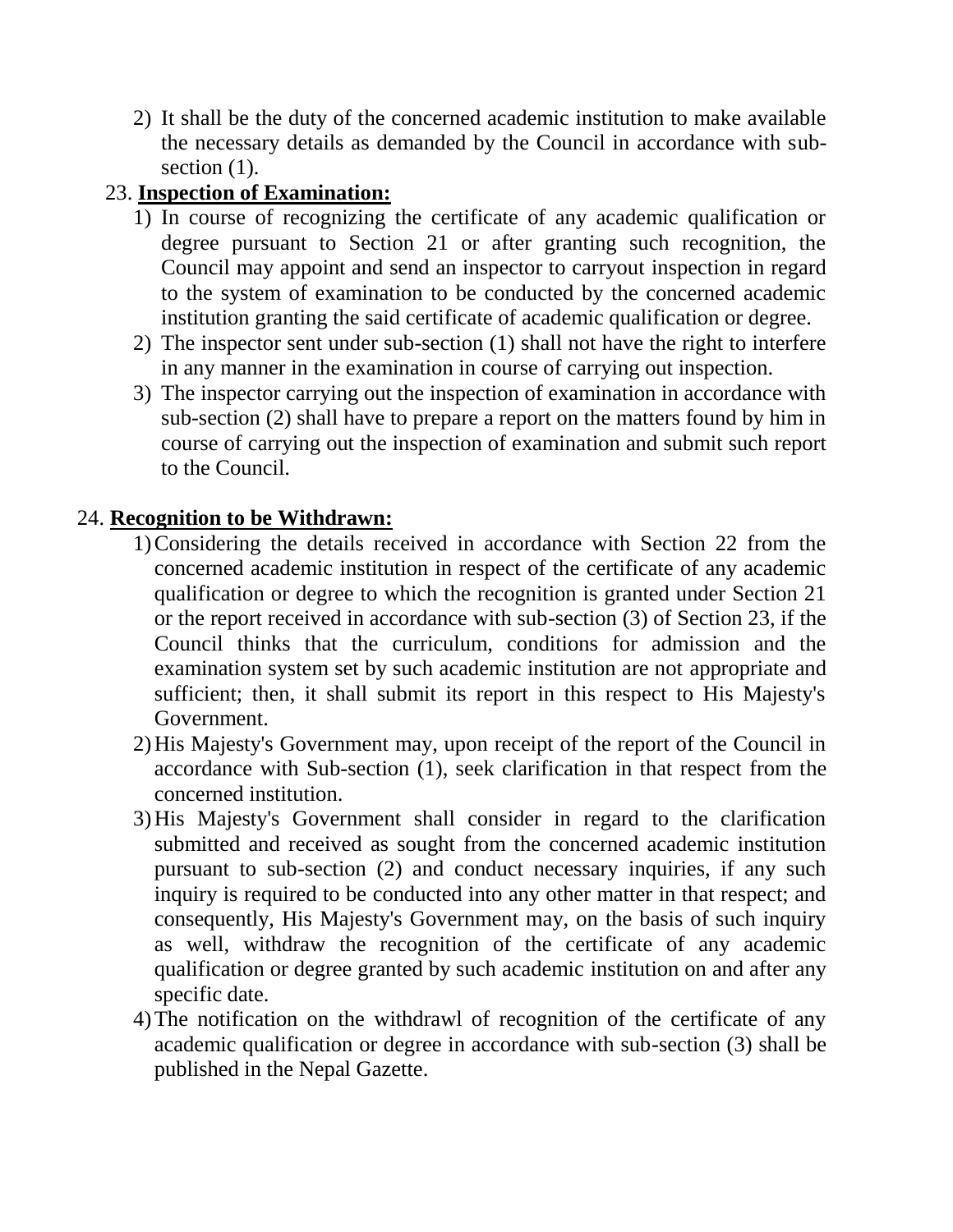2) It shall be the duty of the concerned academic institution to make available the necessary details as demanded by the Council in accordance with sub-section (1).

23. **Inspection of Examination:**

1) In course of recognizing the certificate of any academic qualification or degree pursuant to Section 21 or after granting such recognition, the Council may appoint and send an inspector to carryout inspection in regard to the system of examination to be conducted by the concerned academic institution granting the said certificate of academic qualification or degree.
2) The inspector sent under sub-section (1) shall not have the right to interfere in any manner in the examination in course of carrying out inspection.
3) The inspector carrying out the inspection of examination in accordance with sub-section (2) shall have to prepare a report on the matters found by him in course of carrying out the inspection of examination and submit such report to the Council.

24. **Recognition to be Withdrawn:**

1) Considering the details received in accordance with Section 22 from the concerned academic institution in respect of the certificate of any academic qualification or degree to which the recognition is granted under Section 21 or the report received in accordance with sub-section (3) of Section 23, if the Council thinks that the curriculum, conditions for admission and the examination system set by such academic institution are not appropriate and sufficient; then, it shall submit its report in this respect to His Majesty's Government.
2) His Majesty's Government may, upon receipt of the report of the Council in accordance with Sub-section (1), seek clarification in that respect from the concerned institution.
3) His Majesty's Government shall consider in regard to the clarification submitted and received as sought from the concerned academic institution pursuant to sub-section (2) and conduct necessary inquiries, if any such inquiry is required to be conducted into any other matter in that respect; and consequently, His Majesty's Government may, on the basis of such inquiry as well, withdraw the recognition of the certificate of any academic qualification or degree granted by such academic institution on and after any specific date.
4) The notification on the withdrawl of recognition of the certificate of any academic qualification or degree in accordance with sub-section (3) shall be published in the Nepal Gazette.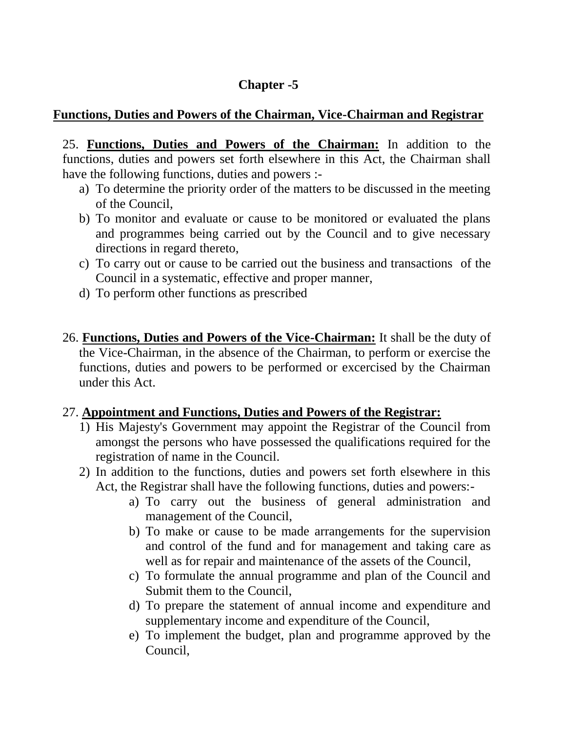## Chapter -5

**Functions, Duties and Powers of the Chairman, Vice-Chairman and Registrar**

25. **Functions, Duties and Powers of the Chairman:** In addition to the functions, duties and powers set forth elsewhere in this Act, the Chairman shall have the following functions, duties and powers :-

   a) To determine the priority order of the matters to be discussed in the meeting of the Council,
   b) To monitor and evaluate or cause to be monitored or evaluated the plans and programmes being carried out by the Council and to give necessary directions in regard thereto,
   c) To carry out or cause to be carried out the business and transactions of the Council in a systematic, effective and proper manner,
   d) To perform other functions as prescribed

26. **Functions, Duties and Powers of the Vice-Chairman:** It shall be the duty of the Vice-Chairman, in the absence of the Chairman, to perform or exercise the functions, duties and powers to be performed or excercised by the Chairman under this Act.

27. **Appointment and Functions, Duties and Powers of the Registrar:**

   1) His Majesty's Government may appoint the Registrar of the Council from amongst the persons who have possessed the qualifications required for the registration of name in the Council.
   2) In addition to the functions, duties and powers set forth elsewhere in this Act, the Registrar shall have the following functions, duties and powers:-
      a) To carry out the business of general administration and management of the Council,
      b) To make or cause to be made arrangements for the supervision and control of the fund and for management and taking care as well as for repair and maintenance of the assets of the Council,
      c) To formulate the annual programme and plan of the Council and Submit them to the Council,
      d) To prepare the statement of annual income and expenditure and supplementary income and expenditure of the Council,
      e) To implement the budget, plan and programme approved by the Council,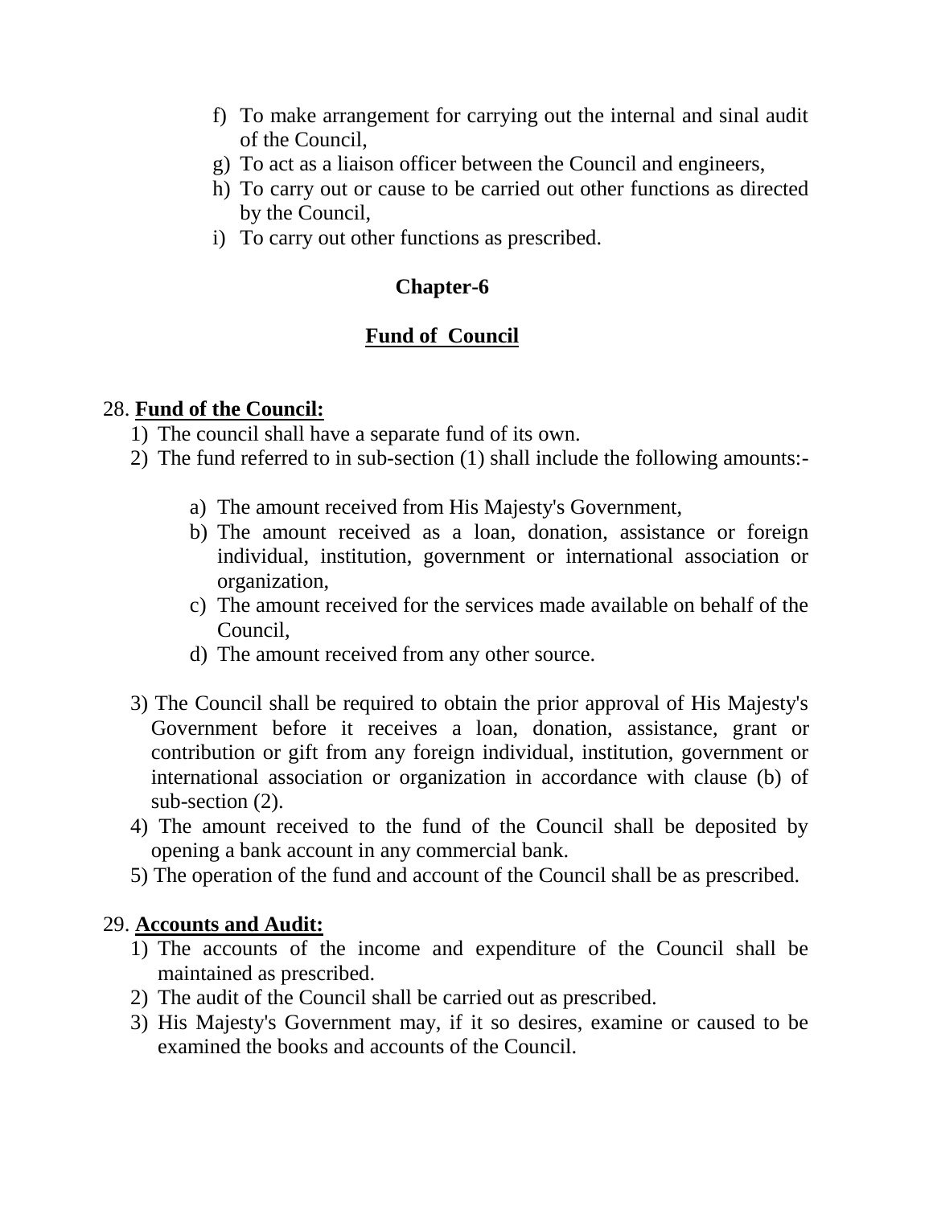f) To make arrangement for carrying out the internal and sinal audit of the Council,
g) To act as a liaison officer between the Council and engineers,
h) To carry out or cause to be carried out other functions as directed by the Council,
i) To carry out other functions as prescribed.

## Chapter-6

## Fund of Council

### 28. Fund of the Council:

1) The council shall have a separate fund of its own.
2) The fund referred to in sub-section (1) shall include the following amounts:-

    a) The amount received from His Majesty's Government,
    b) The amount received as a loan, donation, assistance or foreign individual, institution, government or international association or organization,
    c) The amount received for the services made available on behalf of the Council,
    d) The amount received from any other source.

3) The Council shall be required to obtain the prior approval of His Majesty's Government before it receives a loan, donation, assistance, grant or contribution or gift from any foreign individual, institution, government or international association or organization in accordance with clause (b) of sub-section (2).
4) The amount received to the fund of the Council shall be deposited by opening a bank account in any commercial bank.
5) The operation of the fund and account of the Council shall be as prescribed.

### 29. Accounts and Audit:

1) The accounts of the income and expenditure of the Council shall be maintained as prescribed.
2) The audit of the Council shall be carried out as prescribed.
3) His Majesty's Government may, if it so desires, examine or caused to be examined the books and accounts of the Council.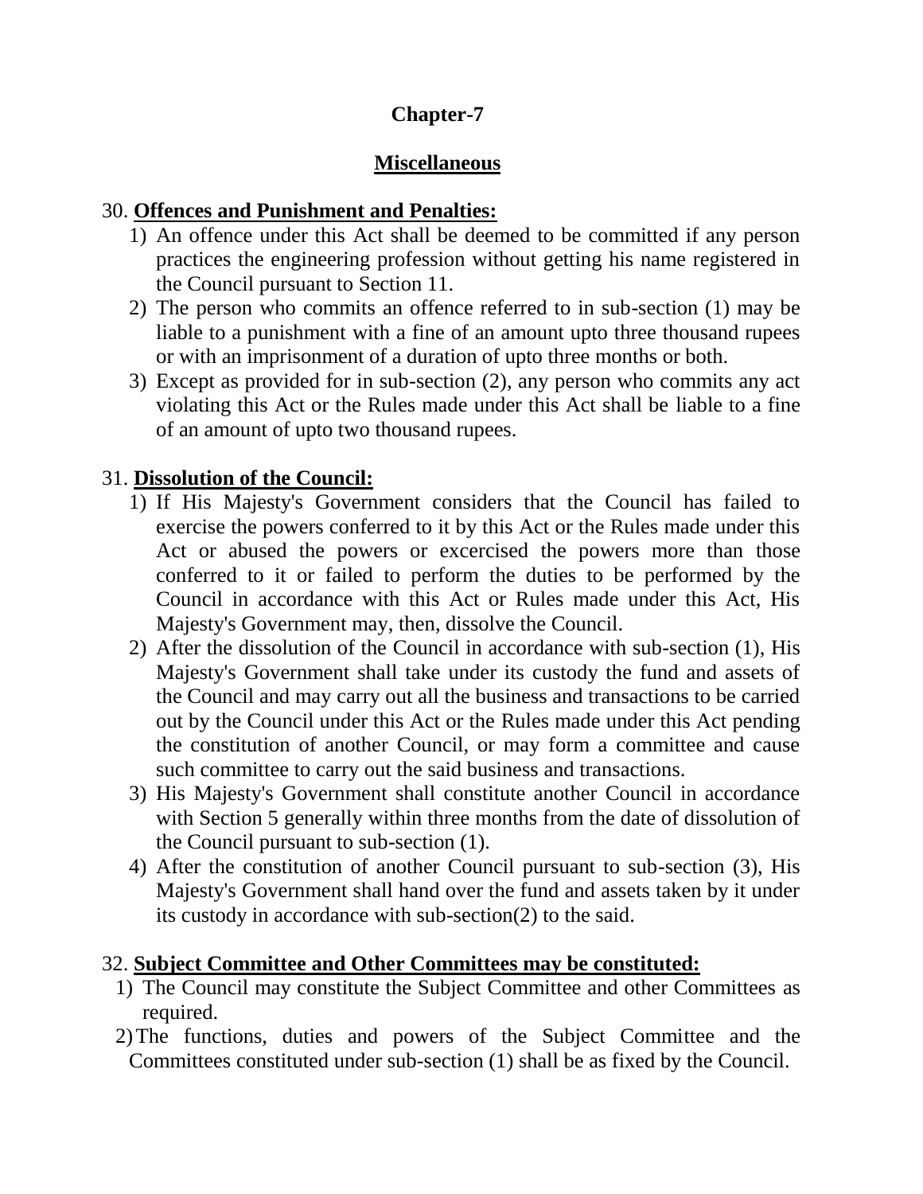## Chapter-7

## Miscellaneous

30. **Offences and Punishment and Penalties:**

1) An offence under this Act shall be deemed to be committed if any person practices the engineering profession without getting his name registered in the Council pursuant to Section 11.
2) The person who commits an offence referred to in sub-section (1) may be liable to a punishment with a fine of an amount upto three thousand rupees or with an imprisonment of a duration of upto three months or both.
3) Except as provided for in sub-section (2), any person who commits any act violating this Act or the Rules made under this Act shall be liable to a fine of an amount of upto two thousand rupees.

31. **Dissolution of the Council:**

1) If His Majesty's Government considers that the Council has failed to exercise the powers conferred to it by this Act or the Rules made under this Act or abused the powers or excercised the powers more than those conferred to it or failed to perform the duties to be performed by the Council in accordance with this Act or Rules made under this Act, His Majesty's Government may, then, dissolve the Council.
2) After the dissolution of the Council in accordance with sub-section (1), His Majesty's Government shall take under its custody the fund and assets of the Council and may carry out all the business and transactions to be carried out by the Council under this Act or the Rules made under this Act pending the constitution of another Council, or may form a committee and cause such committee to carry out the said business and transactions.
3) His Majesty's Government shall constitute another Council in accordance with Section 5 generally within three months from the date of dissolution of the Council pursuant to sub-section (1).
4) After the constitution of another Council pursuant to sub-section (3), His Majesty's Government shall hand over the fund and assets taken by it under its custody in accordance with sub-section(2) to the said.

32. **Subject Committee and Other Committees may be constituted:**

1) The Council may constitute the Subject Committee and other Committees as required.
2) The functions, duties and powers of the Subject Committee and the Committees constituted under sub-section (1) shall be as fixed by the Council.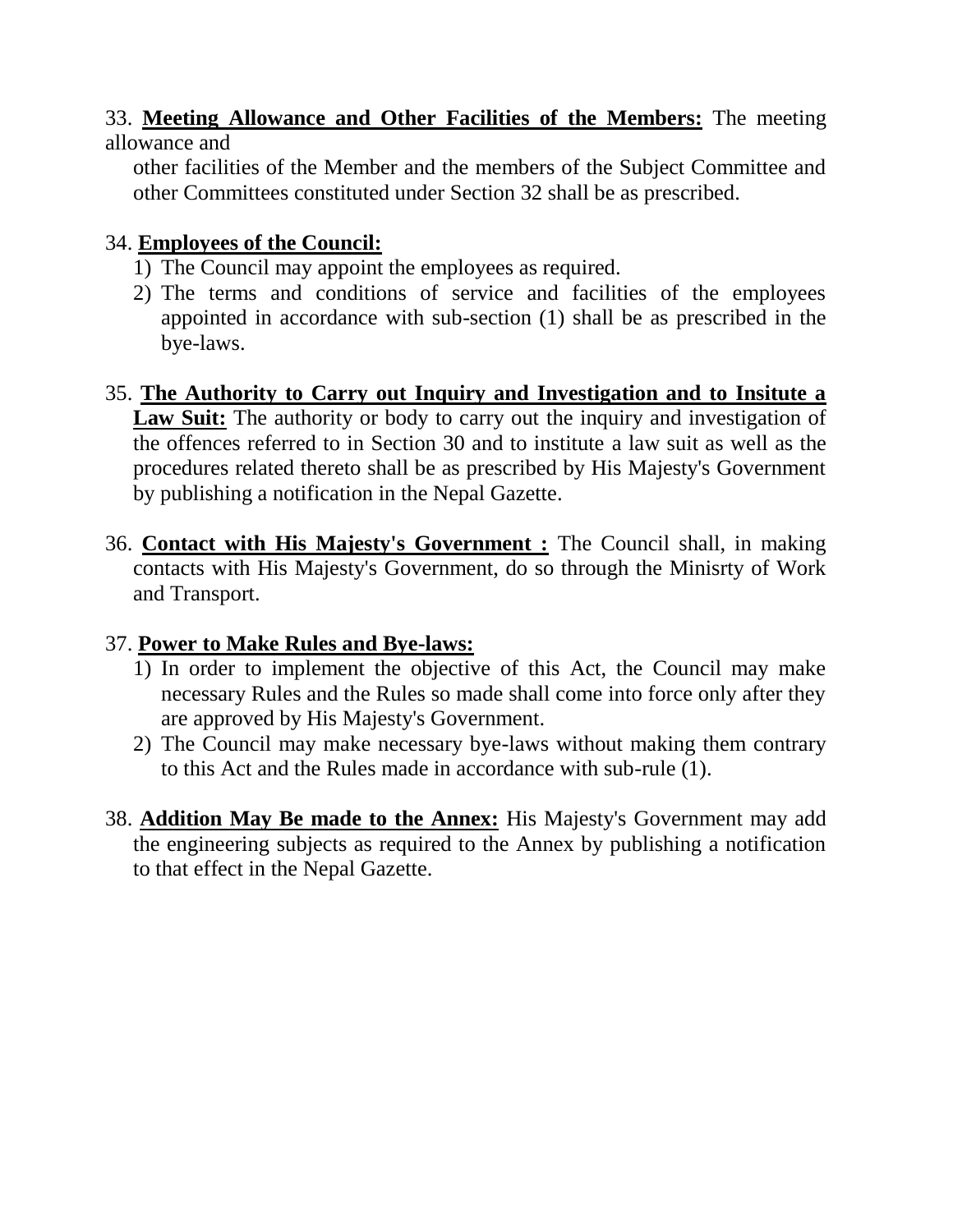33. **Meeting Allowance and Other Facilities of the Members:** The meeting allowance and other facilities of the Member and the members of the Subject Committee and other Committees constituted under Section 32 shall be as prescribed.

34. **Employees of the Council:**
    1) The Council may appoint the employees as required.
    2) The terms and conditions of service and facilities of the employees appointed in accordance with sub-section (1) shall be as prescribed in the bye-laws.

35. **The Authority to Carry out Inquiry and Investigation and to Insitute a Law Suit:** The authority or body to carry out the inquiry and investigation of the offences referred to in Section 30 and to institute a law suit as well as the procedures related thereto shall be as prescribed by His Majesty's Government by publishing a notification in the Nepal Gazette.

36. **Contact with His Majesty's Government :** The Council shall, in making contacts with His Majesty's Government, do so through the Minisrty of Work and Transport.

37. **Power to Make Rules and Bye-laws:**
    1) In order to implement the objective of this Act, the Council may make necessary Rules and the Rules so made shall come into force only after they are approved by His Majesty's Government.
    2) The Council may make necessary bye-laws without making them contrary to this Act and the Rules made in accordance with sub-rule (1).

38. **Addition May Be made to the Annex:** His Majesty's Government may add the engineering subjects as required to the Annex by publishing a notification to that effect in the Nepal Gazette.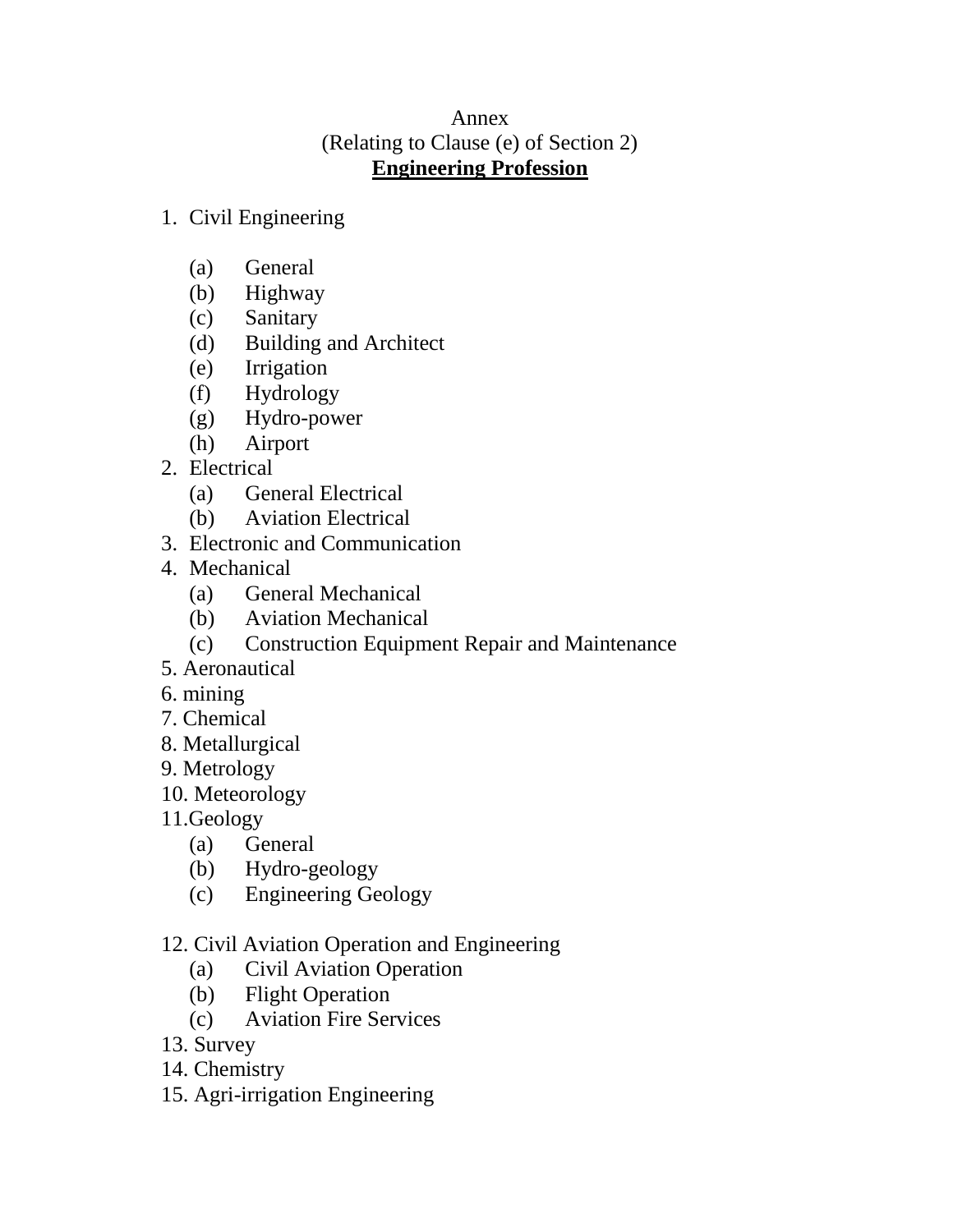Annex

(Relating to Clause (e) of Section 2)

**Engineering Profession**

1. Civil Engineering
   - (a) General
   - (b) Highway
   - (c) Sanitary
   - (d) Building and Architect
   - (e) Irrigation
   - (f) Hydrology
   - (g) Hydro-power
   - (h) Airport
2. Electrical
   - (a) General Electrical
   - (b) Aviation Electrical
3. Electronic and Communication
4. Mechanical
   - (a) General Mechanical
   - (b) Aviation Mechanical
   - (c) Construction Equipment Repair and Maintenance
5. Aeronautical
6. mining
7. Chemical
8. Metallurgical
9. Metrology
10. Meteorology
11. Geology
    - (a) General
    - (b) Hydro-geology
    - (c) Engineering Geology
12. Civil Aviation Operation and Engineering
    - (a) Civil Aviation Operation
    - (b) Flight Operation
    - (c) Aviation Fire Services
13. Survey
14. Chemistry
15. Agri-irrigation Engineering